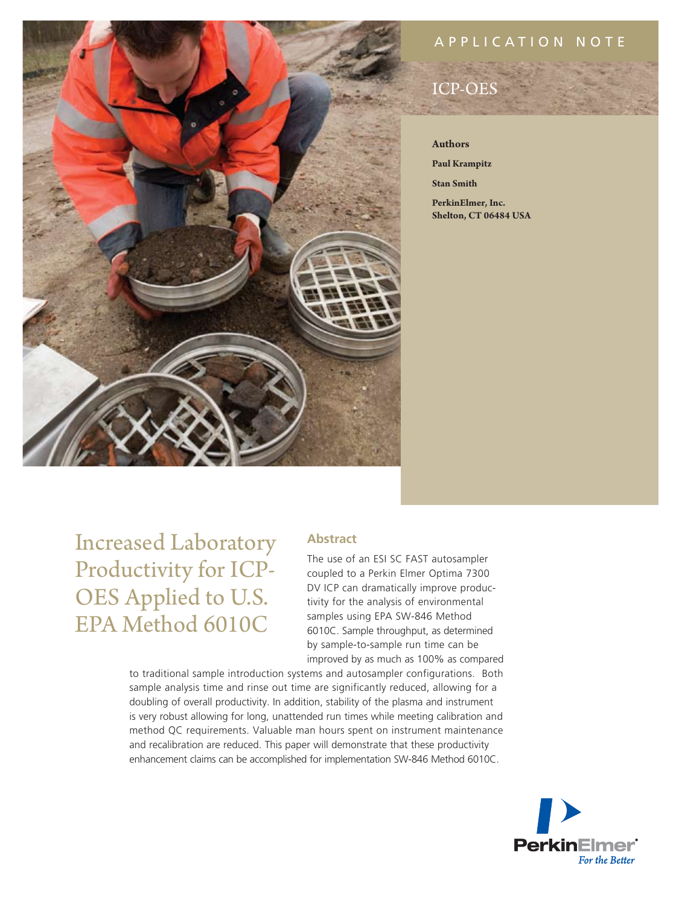APPLICATION NOTE

ICP-OES

**Authors**

**Paul Krampitz**

**Stan Smith**

**PerkinElmer, Inc.**
**Shelton, CT 06484 USA**

# Increased Laboratory Productivity for ICP-OES Applied to U.S. EPA Method 6010C

## Abstract

The use of an ESI SC FAST autosampler coupled to a Perkin Elmer Optima 7300 DV ICP can dramatically improve productivity for the analysis of environmental samples using EPA SW-846 Method 6010C. Sample throughput, as determined by sample-to-sample run time can be improved by as much as 100% as compared to traditional sample introduction systems and autosampler configurations. Both sample analysis time and rinse out time are significantly reduced, allowing for a doubling of overall productivity. In addition, stability of the plasma and instrument is very robust allowing for long, unattended run times while meeting calibration and method QC requirements. Valuable man hours spent on instrument maintenance and recalibration are reduced. This paper will demonstrate that these productivity enhancement claims can be accomplished for implementation SW-846 Method 6010C.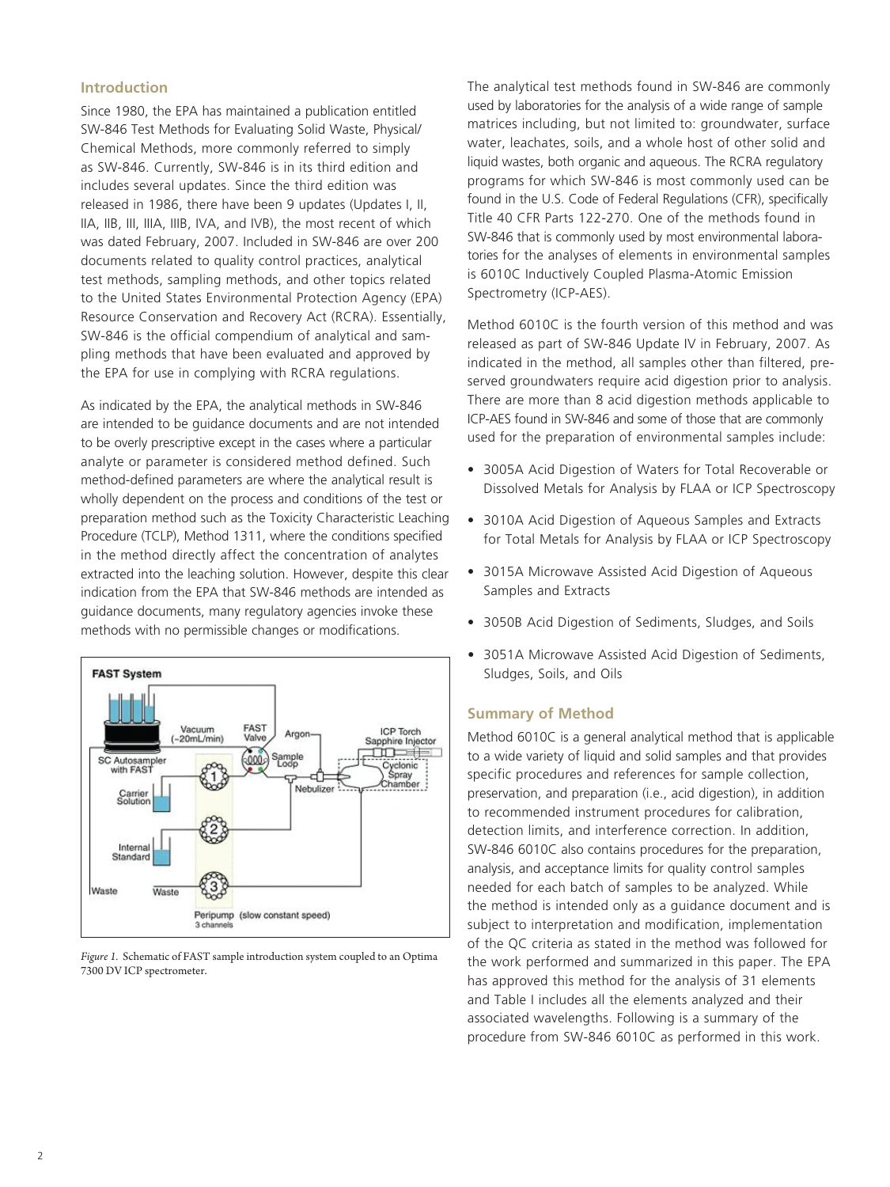## Introduction

Since 1980, the EPA has maintained a publication entitled SW-846 Test Methods for Evaluating Solid Waste, Physical/Chemical Methods, more commonly referred to simply as SW-846. Currently, SW-846 is in its third edition and includes several updates. Since the third edition was released in 1986, there have been 9 updates (Updates I, II, IIA, IIB, III, IIIA, IIIB, IVA, and IVB), the most recent of which was dated February, 2007. Included in SW-846 are over 200 documents related to quality control practices, analytical test methods, sampling methods, and other topics related to the United States Environmental Protection Agency (EPA) Resource Conservation and Recovery Act (RCRA). Essentially, SW-846 is the official compendium of analytical and sampling methods that have been evaluated and approved by the EPA for use in complying with RCRA regulations.

As indicated by the EPA, the analytical methods in SW-846 are intended to be guidance documents and are not intended to be overly prescriptive except in the cases where a particular analyte or parameter is considered method defined. Such method-defined parameters are where the analytical result is wholly dependent on the process and conditions of the test or preparation method such as the Toxicity Characteristic Leaching Procedure (TCLP), Method 1311, where the conditions specified in the method directly affect the concentration of analytes extracted into the leaching solution. However, despite this clear indication from the EPA that SW-846 methods are intended as guidance documents, many regulatory agencies invoke these methods with no permissible changes or modifications.

*Figure 1.* Schematic of FAST sample introduction system coupled to an Optima 7300 DV ICP spectrometer.

The analytical test methods found in SW-846 are commonly used by laboratories for the analysis of a wide range of sample matrices including, but not limited to: groundwater, surface water, leachates, soils, and a whole host of other solid and liquid wastes, both organic and aqueous. The RCRA regulatory programs for which SW-846 is most commonly used can be found in the U.S. Code of Federal Regulations (CFR), specifically Title 40 CFR Parts 122-270. One of the methods found in SW-846 that is commonly used by most environmental laboratories for the analyses of elements in environmental samples is 6010C Inductively Coupled Plasma-Atomic Emission Spectrometry (ICP-AES).

Method 6010C is the fourth version of this method and was released as part of SW-846 Update IV in February, 2007. As indicated in the method, all samples other than filtered, preserved groundwaters require acid digestion prior to analysis. There are more than 8 acid digestion methods applicable to ICP-AES found in SW-846 and some of those that are commonly used for the preparation of environmental samples include:

- 3005A Acid Digestion of Waters for Total Recoverable or Dissolved Metals for Analysis by FLAA or ICP Spectroscopy
- 3010A Acid Digestion of Aqueous Samples and Extracts for Total Metals for Analysis by FLAA or ICP Spectroscopy
- 3015A Microwave Assisted Acid Digestion of Aqueous Samples and Extracts
- 3050B Acid Digestion of Sediments, Sludges, and Soils
- 3051A Microwave Assisted Acid Digestion of Sediments, Sludges, Soils, and Oils

## Summary of Method

Method 6010C is a general analytical method that is applicable to a wide variety of liquid and solid samples and that provides specific procedures and references for sample collection, preservation, and preparation (i.e., acid digestion), in addition to recommended instrument procedures for calibration, detection limits, and interference correction. In addition, SW-846 6010C also contains procedures for the preparation, analysis, and acceptance limits for quality control samples needed for each batch of samples to be analyzed. While the method is intended only as a guidance document and is subject to interpretation and modification, implementation of the QC criteria as stated in the method was followed for the work performed and summarized in this paper. The EPA has approved this method for the analysis of 31 elements and Table I includes all the elements analyzed and their associated wavelengths. Following is a summary of the procedure from SW-846 6010C as performed in this work.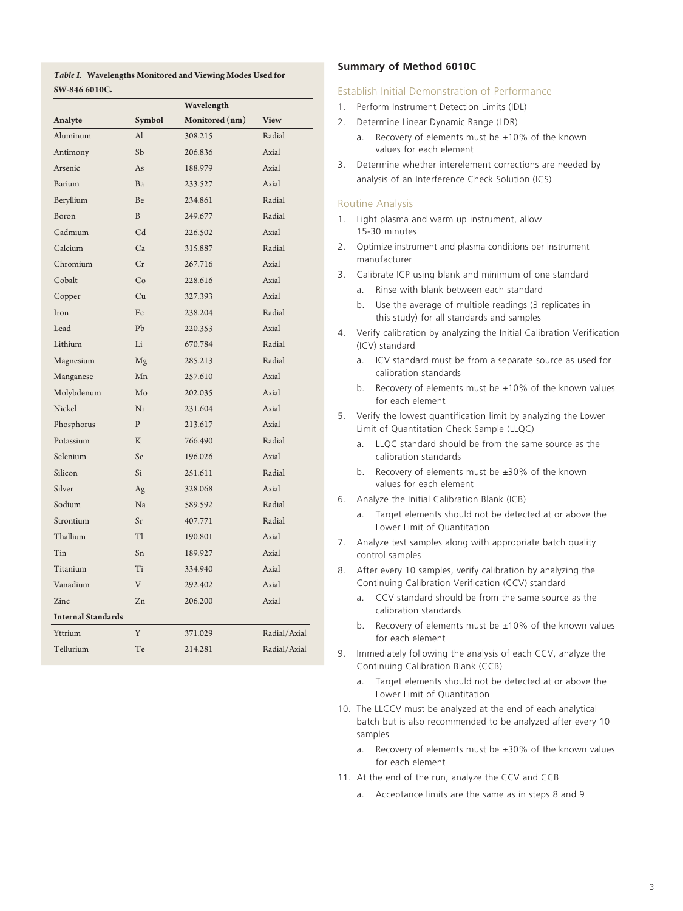*Table I.* **Wavelengths Monitored and Viewing Modes Used for SW-846 6010C.**

| Analyte | Symbol | Wavelength Monitored (nm) | View |
|---|---|---|---|
| Aluminum | Al | 308.215 | Radial |
| Antimony | Sb | 206.836 | Axial |
| Arsenic | As | 188.979 | Axial |
| Barium | Ba | 233.527 | Axial |
| Beryllium | Be | 234.861 | Radial |
| Boron | B | 249.677 | Radial |
| Cadmium | Cd | 226.502 | Axial |
| Calcium | Ca | 315.887 | Radial |
| Chromium | Cr | 267.716 | Axial |
| Cobalt | Co | 228.616 | Axial |
| Copper | Cu | 327.393 | Axial |
| Iron | Fe | 238.204 | Radial |
| Lead | Pb | 220.353 | Axial |
| Lithium | Li | 670.784 | Radial |
| Magnesium | Mg | 285.213 | Radial |
| Manganese | Mn | 257.610 | Axial |
| Molybdenum | Mo | 202.035 | Axial |
| Nickel | Ni | 231.604 | Axial |
| Phosphorus | P | 213.617 | Axial |
| Potassium | K | 766.490 | Radial |
| Selenium | Se | 196.026 | Axial |
| Silicon | Si | 251.611 | Radial |
| Silver | Ag | 328.068 | Axial |
| Sodium | Na | 589.592 | Radial |
| Strontium | Sr | 407.771 | Radial |
| Thallium | Tl | 190.801 | Axial |
| Tin | Sn | 189.927 | Axial |
| Titanium | Ti | 334.940 | Axial |
| Vanadium | V | 292.402 | Axial |
| Zinc | Zn | 206.200 | Axial |
| **Internal Standards** | | | |
| Yttrium | Y | 371.029 | Radial/Axial |
| Tellurium | Te | 214.281 | Radial/Axial |

## Summary of Method 6010C

### Establish Initial Demonstration of Performance

1. Perform Instrument Detection Limits (IDL)
2. Determine Linear Dynamic Range (LDR)
   a. Recovery of elements must be ±10% of the known values for each element
3. Determine whether interelement corrections are needed by analysis of an Interference Check Solution (ICS)

### Routine Analysis

1. Light plasma and warm up instrument, allow 15-30 minutes
2. Optimize instrument and plasma conditions per instrument manufacturer
3. Calibrate ICP using blank and minimum of one standard
   a. Rinse with blank between each standard
   b. Use the average of multiple readings (3 replicates in this study) for all standards and samples
4. Verify calibration by analyzing the Initial Calibration Verification (ICV) standard
   a. ICV standard must be from a separate source as used for calibration standards
   b. Recovery of elements must be ±10% of the known values for each element
5. Verify the lowest quantification limit by analyzing the Lower Limit of Quantitation Check Sample (LLQC)
   a. LLQC standard should be from the same source as the calibration standards
   b. Recovery of elements must be ±30% of the known values for each element
6. Analyze the Initial Calibration Blank (ICB)
   a. Target elements should not be detected at or above the Lower Limit of Quantitation
7. Analyze test samples along with appropriate batch quality control samples
8. After every 10 samples, verify calibration by analyzing the Continuing Calibration Verification (CCV) standard
   a. CCV standard should be from the same source as the calibration standards
   b. Recovery of elements must be ±10% of the known values for each element
9. Immediately following the analysis of each CCV, analyze the Continuing Calibration Blank (CCB)
   a. Target elements should not be detected at or above the Lower Limit of Quantitation
10. The LLCCV must be analyzed at the end of each analytical batch but is also recommended to be analyzed after every 10 samples
    a. Recovery of elements must be ±30% of the known values for each element
11. At the end of the run, analyze the CCV and CCB
    a. Acceptance limits are the same as in steps 8 and 9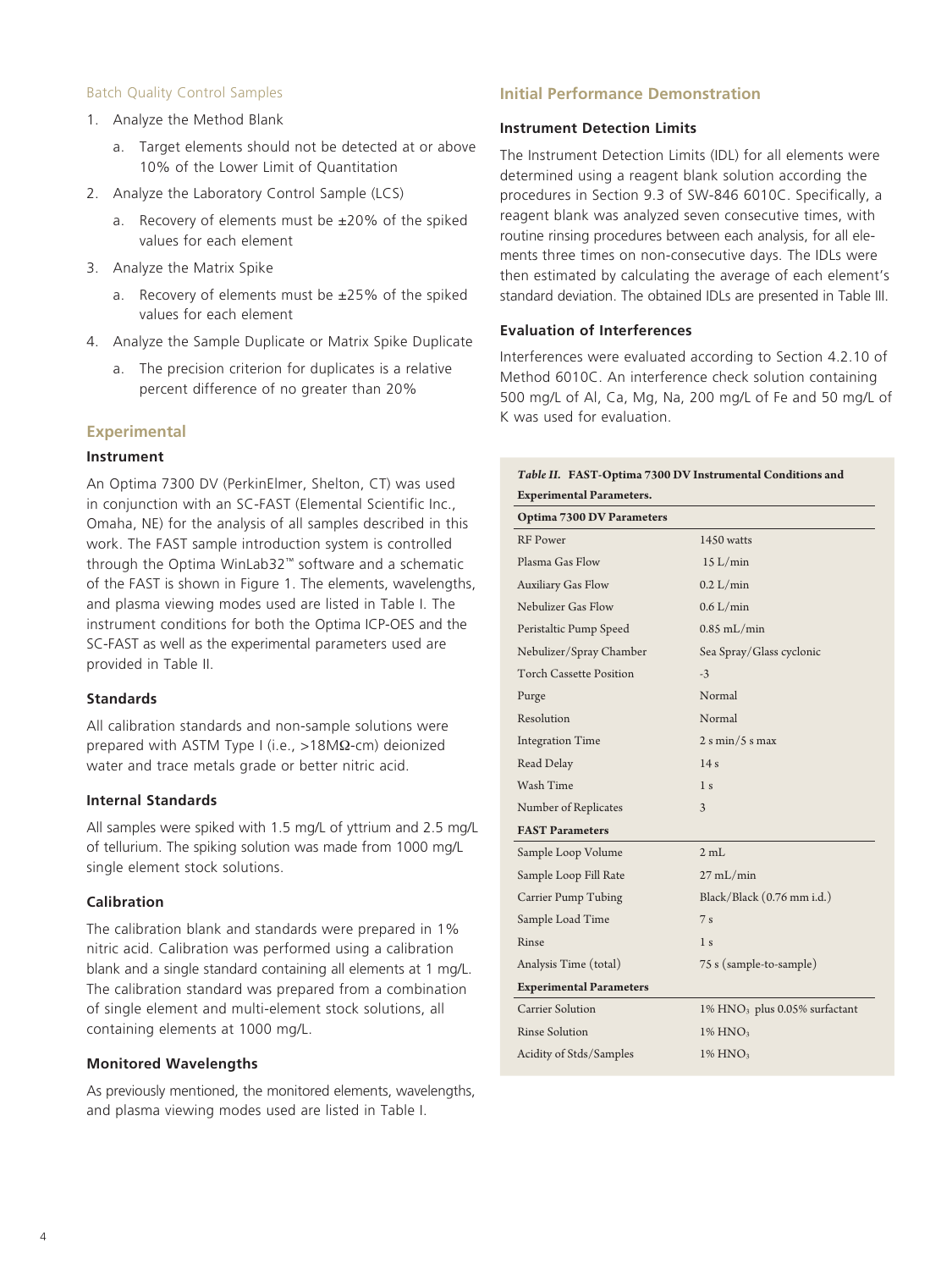### Batch Quality Control Samples

1. Analyze the Method Blank
   a. Target elements should not be detected at or above 10% of the Lower Limit of Quantitation
2. Analyze the Laboratory Control Sample (LCS)
   a. Recovery of elements must be ±20% of the spiked values for each element
3. Analyze the Matrix Spike
   a. Recovery of elements must be ±25% of the spiked values for each element
4. Analyze the Sample Duplicate or Matrix Spike Duplicate
   a. The precision criterion for duplicates is a relative percent difference of no greater than 20%

## Experimental

### Instrument

An Optima 7300 DV (PerkinElmer, Shelton, CT) was used in conjunction with an SC-FAST (Elemental Scientific Inc., Omaha, NE) for the analysis of all samples described in this work. The FAST sample introduction system is controlled through the Optima WinLab32™ software and a schematic of the FAST is shown in Figure 1. The elements, wavelengths, and plasma viewing modes used are listed in Table I. The instrument conditions for both the Optima ICP-OES and the SC-FAST as well as the experimental parameters used are provided in Table II.

### Standards

All calibration standards and non-sample solutions were prepared with ASTM Type I (i.e., >18MΩ-cm) deionized water and trace metals grade or better nitric acid.

### Internal Standards

All samples were spiked with 1.5 mg/L of yttrium and 2.5 mg/L of tellurium. The spiking solution was made from 1000 mg/L single element stock solutions.

### Calibration

The calibration blank and standards were prepared in 1% nitric acid. Calibration was performed using a calibration blank and a single standard containing all elements at 1 mg/L. The calibration standard was prepared from a combination of single element and multi-element stock solutions, all containing elements at 1000 mg/L.

### Monitored Wavelengths

As previously mentioned, the monitored elements, wavelengths, and plasma viewing modes used are listed in Table I.

## Initial Performance Demonstration

### Instrument Detection Limits

The Instrument Detection Limits (IDL) for all elements were determined using a reagent blank solution according the procedures in Section 9.3 of SW-846 6010C. Specifically, a reagent blank was analyzed seven consecutive times, with routine rinsing procedures between each analysis, for all elements three times on non-consecutive days. The IDLs were then estimated by calculating the average of each element's standard deviation. The obtained IDLs are presented in Table III.

### Evaluation of Interferences

Interferences were evaluated according to Section 4.2.10 of Method 6010C. An interference check solution containing 500 mg/L of Al, Ca, Mg, Na, 200 mg/L of Fe and 50 mg/L of K was used for evaluation.

***Table II.* FAST-Optima 7300 DV Instrumental Conditions and Experimental Parameters.**

| **Optima 7300 DV Parameters** | |
|---|---|
| RF Power | 1450 watts |
| Plasma Gas Flow | 15 L/min |
| Auxiliary Gas Flow | 0.2 L/min |
| Nebulizer Gas Flow | 0.6 L/min |
| Peristaltic Pump Speed | 0.85 mL/min |
| Nebulizer/Spray Chamber | Sea Spray/Glass cyclonic |
| Torch Cassette Position | -3 |
| Purge | Normal |
| Resolution | Normal |
| Integration Time | 2 s min/5 s max |
| Read Delay | 14 s |
| Wash Time | 1 s |
| Number of Replicates | 3 |
| **FAST Parameters** | |
| Sample Loop Volume | 2 mL |
| Sample Loop Fill Rate | 27 mL/min |
| Carrier Pump Tubing | Black/Black (0.76 mm i.d.) |
| Sample Load Time | 7 s |
| Rinse | 1 s |
| Analysis Time (total) | 75 s (sample-to-sample) |
| **Experimental Parameters** | |
| Carrier Solution | 1% $HNO_3$ plus 0.05% surfactant |
| Rinse Solution | 1% $HNO_3$ |
| Acidity of Stds/Samples | 1% $HNO_3$ |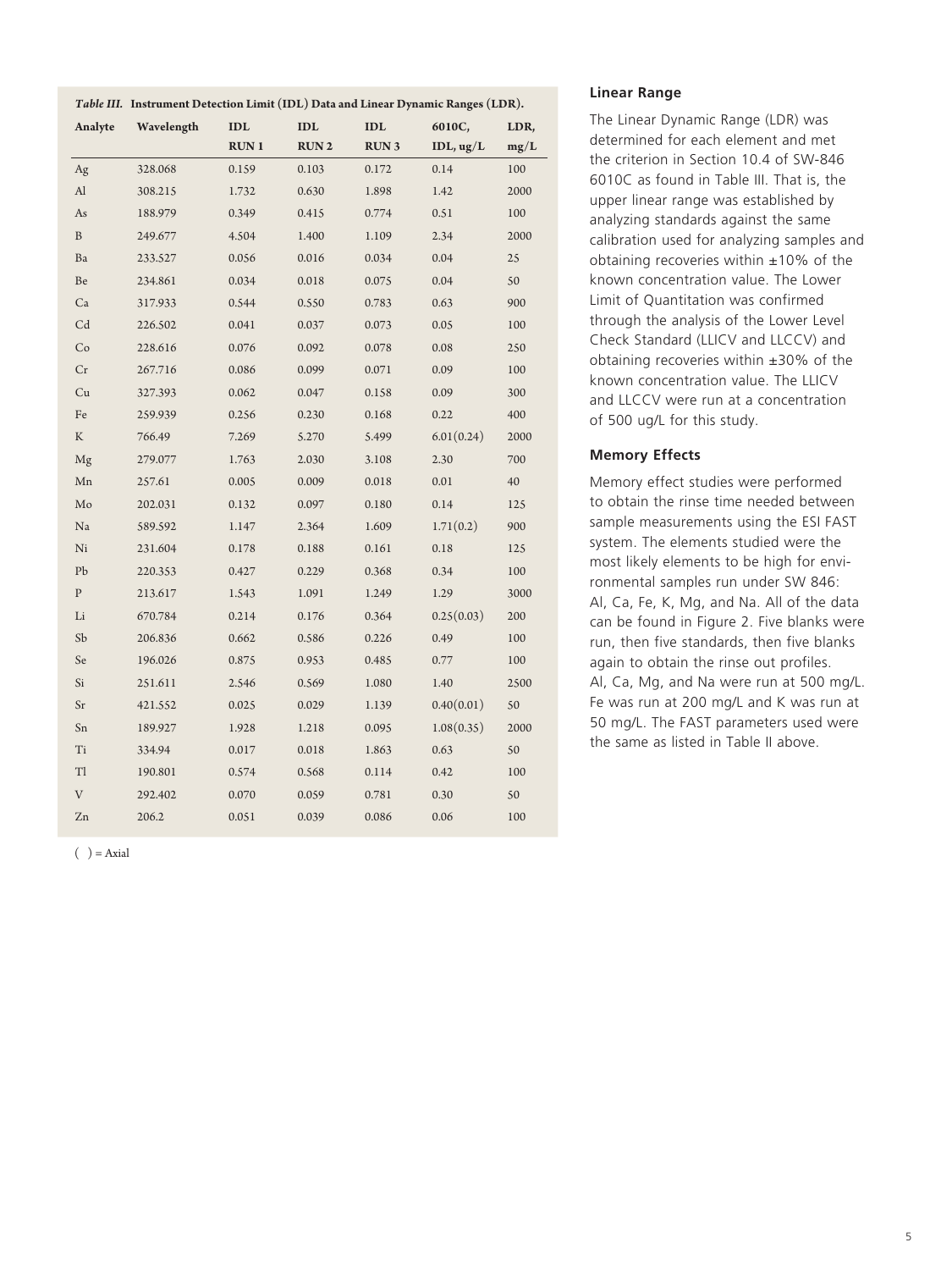*Table III.* **Instrument Detection Limit (IDL) Data and Linear Dynamic Ranges (LDR).**

| Analyte | Wavelength | IDL RUN 1 | IDL RUN 2 | IDL RUN 3 | 6010C, IDL, ug/L | LDR, mg/L |
|---|---|---|---|---|---|---|
| Ag | 328.068 | 0.159 | 0.103 | 0.172 | 0.14 | 100 |
| Al | 308.215 | 1.732 | 0.630 | 1.898 | 1.42 | 2000 |
| As | 188.979 | 0.349 | 0.415 | 0.774 | 0.51 | 100 |
| B | 249.677 | 4.504 | 1.400 | 1.109 | 2.34 | 2000 |
| Ba | 233.527 | 0.056 | 0.016 | 0.034 | 0.04 | 25 |
| Be | 234.861 | 0.034 | 0.018 | 0.075 | 0.04 | 50 |
| Ca | 317.933 | 0.544 | 0.550 | 0.783 | 0.63 | 900 |
| Cd | 226.502 | 0.041 | 0.037 | 0.073 | 0.05 | 100 |
| Co | 228.616 | 0.076 | 0.092 | 0.078 | 0.08 | 250 |
| Cr | 267.716 | 0.086 | 0.099 | 0.071 | 0.09 | 100 |
| Cu | 327.393 | 0.062 | 0.047 | 0.158 | 0.09 | 300 |
| Fe | 259.939 | 0.256 | 0.230 | 0.168 | 0.22 | 400 |
| K | 766.49 | 7.269 | 5.270 | 5.499 | 6.01(0.24) | 2000 |
| Mg | 279.077 | 1.763 | 2.030 | 3.108 | 2.30 | 700 |
| Mn | 257.61 | 0.005 | 0.009 | 0.018 | 0.01 | 40 |
| Mo | 202.031 | 0.132 | 0.097 | 0.180 | 0.14 | 125 |
| Na | 589.592 | 1.147 | 2.364 | 1.609 | 1.71(0.2) | 900 |
| Ni | 231.604 | 0.178 | 0.188 | 0.161 | 0.18 | 125 |
| Pb | 220.353 | 0.427 | 0.229 | 0.368 | 0.34 | 100 |
| P | 213.617 | 1.543 | 1.091 | 1.249 | 1.29 | 3000 |
| Li | 670.784 | 0.214 | 0.176 | 0.364 | 0.25(0.03) | 200 |
| Sb | 206.836 | 0.662 | 0.586 | 0.226 | 0.49 | 100 |
| Se | 196.026 | 0.875 | 0.953 | 0.485 | 0.77 | 100 |
| Si | 251.611 | 2.546 | 0.569 | 1.080 | 1.40 | 2500 |
| Sr | 421.552 | 0.025 | 0.029 | 1.139 | 0.40(0.01) | 50 |
| Sn | 189.927 | 1.928 | 1.218 | 0.095 | 1.08(0.35) | 2000 |
| Ti | 334.94 | 0.017 | 0.018 | 1.863 | 0.63 | 50 |
| Tl | 190.801 | 0.574 | 0.568 | 0.114 | 0.42 | 100 |
| V | 292.402 | 0.070 | 0.059 | 0.781 | 0.30 | 50 |
| Zn | 206.2 | 0.051 | 0.039 | 0.086 | 0.06 | 100 |

( ) = Axial

### Linear Range

The Linear Dynamic Range (LDR) was determined for each element and met the criterion in Section 10.4 of SW-846 6010C as found in Table III. That is, the upper linear range was established by analyzing standards against the same calibration used for analyzing samples and obtaining recoveries within ±10% of the known concentration value. The Lower Limit of Quantitation was confirmed through the analysis of the Lower Level Check Standard (LLICV and LLCCV) and obtaining recoveries within ±30% of the known concentration value. The LLICV and LLCCV were run at a concentration of 500 ug/L for this study.

### Memory Effects

Memory effect studies were performed to obtain the rinse time needed between sample measurements using the ESI FAST system. The elements studied were the most likely elements to be high for environmental samples run under SW 846: Al, Ca, Fe, K, Mg, and Na. All of the data can be found in Figure 2. Five blanks were run, then five standards, then five blanks again to obtain the rinse out profiles. Al, Ca, Mg, and Na were run at 500 mg/L. Fe was run at 200 mg/L and K was run at 50 mg/L. The FAST parameters used were the same as listed in Table II above.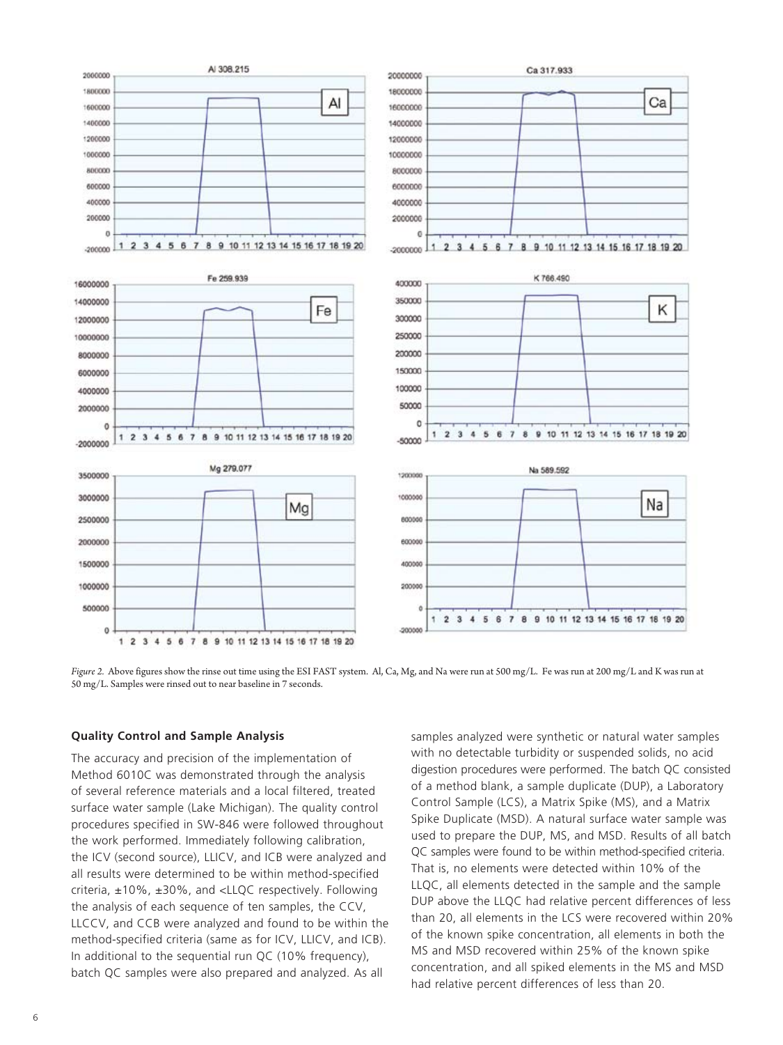*Figure 2.* Above figures show the rinse out time using the ESI FAST system. Al, Ca, Mg, and Na were run at 500 mg/L. Fe was run at 200 mg/L and K was run at 50 mg/L. Samples were rinsed out to near baseline in 7 seconds.

**Quality Control and Sample Analysis**

The accuracy and precision of the implementation of Method 6010C was demonstrated through the analysis of several reference materials and a local filtered, treated surface water sample (Lake Michigan). The quality control procedures specified in SW-846 were followed throughout the work performed. Immediately following calibration, the ICV (second source), LLICV, and ICB were analyzed and all results were determined to be within method-specified criteria, ±10%, ±30%, and <LLQC respectively. Following the analysis of each sequence of ten samples, the CCV, LLCCV, and CCB were analyzed and found to be within the method-specified criteria (same as for ICV, LLICV, and ICB). In additional to the sequential run QC (10% frequency), batch QC samples were also prepared and analyzed. As all samples analyzed were synthetic or natural water samples with no detectable turbidity or suspended solids, no acid digestion procedures were performed. The batch QC consisted of a method blank, a sample duplicate (DUP), a Laboratory Control Sample (LCS), a Matrix Spike (MS), and a Matrix Spike Duplicate (MSD). A natural surface water sample was used to prepare the DUP, MS, and MSD. Results of all batch QC samples were found to be within method-specified criteria. That is, no elements were detected within 10% of the LLQC, all elements detected in the sample and the sample DUP above the LLQC had relative percent differences of less than 20, all elements in the LCS were recovered within 20% of the known spike concentration, all elements in both the MS and MSD recovered within 25% of the known spike concentration, and all spiked elements in the MS and MSD had relative percent differences of less than 20.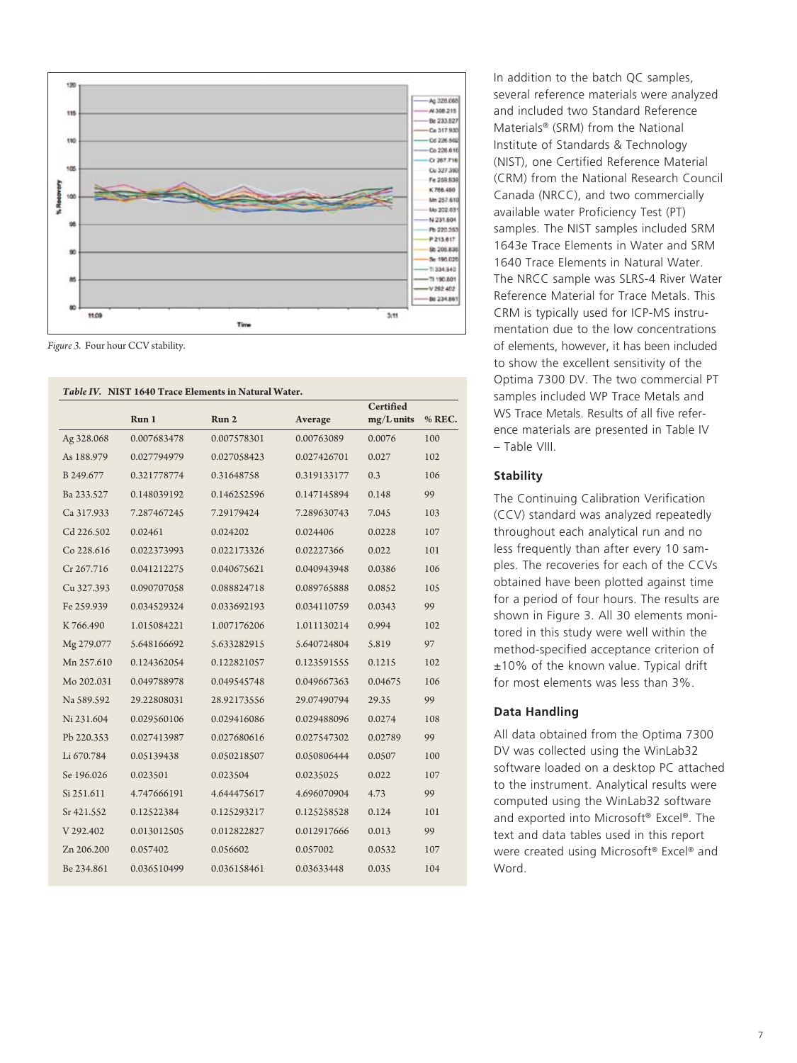*Figure 3.* Four hour CCV stability.

| *Table IV.* NIST 1640 Trace Elements in Natural Water. | | | | | |
|---|---|---|---|---|---|
| | Run 1 | Run 2 | Average | Certified mg/L units | % REC. |
| Ag 328.068 | 0.007683478 | 0.007578301 | 0.00763089 | 0.0076 | 100 |
| As 188.979 | 0.027794979 | 0.027058423 | 0.027426701 | 0.027 | 102 |
| B 249.677 | 0.321778774 | 0.31648758 | 0.319133177 | 0.3 | 106 |
| Ba 233.527 | 0.148039192 | 0.146252596 | 0.147145894 | 0.148 | 99 |
| Ca 317.933 | 7.287467245 | 7.29179424 | 7.289630743 | 7.045 | 103 |
| Cd 226.502 | 0.02461 | 0.024202 | 0.024406 | 0.0228 | 107 |
| Co 228.616 | 0.022373993 | 0.022173326 | 0.02227366 | 0.022 | 101 |
| Cr 267.716 | 0.041212275 | 0.040675621 | 0.040943948 | 0.0386 | 106 |
| Cu 327.393 | 0.090707058 | 0.088824718 | 0.089765888 | 0.0852 | 105 |
| Fe 259.939 | 0.034529324 | 0.033692193 | 0.034110759 | 0.0343 | 99 |
| K 766.490 | 1.015084221 | 1.007176206 | 1.011130214 | 0.994 | 102 |
| Mg 279.077 | 5.648166692 | 5.633282915 | 5.640724804 | 5.819 | 97 |
| Mn 257.610 | 0.124362054 | 0.122821057 | 0.123591555 | 0.1215 | 102 |
| Mo 202.031 | 0.049788978 | 0.049545748 | 0.049667363 | 0.04675 | 106 |
| Na 589.592 | 29.22808031 | 28.92173556 | 29.07490794 | 29.35 | 99 |
| Ni 231.604 | 0.029560106 | 0.029416086 | 0.029488096 | 0.0274 | 108 |
| Pb 220.353 | 0.027413987 | 0.027680616 | 0.027547302 | 0.02789 | 99 |
| Li 670.784 | 0.05139438 | 0.050218507 | 0.050806444 | 0.0507 | 100 |
| Se 196.026 | 0.023501 | 0.023504 | 0.0235025 | 0.022 | 107 |
| Si 251.611 | 4.747666191 | 4.644475617 | 4.696070904 | 4.73 | 99 |
| Sr 421.552 | 0.12522384 | 0.125293217 | 0.125258528 | 0.124 | 101 |
| V 292.402 | 0.013012505 | 0.012822827 | 0.012917666 | 0.013 | 99 |
| Zn 206.200 | 0.057402 | 0.056602 | 0.057002 | 0.0532 | 107 |
| Be 234.861 | 0.036510499 | 0.036158461 | 0.03633448 | 0.035 | 104 |

In addition to the batch QC samples, several reference materials were analyzed and included two Standard Reference Materials® (SRM) from the National Institute of Standards & Technology (NIST), one Certified Reference Material (CRM) from the National Research Council Canada (NRCC), and two commercially available water Proficiency Test (PT) samples. The NIST samples included SRM 1643e Trace Elements in Water and SRM 1640 Trace Elements in Natural Water. The NRCC sample was SLRS-4 River Water Reference Material for Trace Metals. This CRM is typically used for ICP-MS instrumentation due to the low concentrations of elements, however, it has been included to show the excellent sensitivity of the Optima 7300 DV. The two commercial PT samples included WP Trace Metals and WS Trace Metals. Results of all five reference materials are presented in Table IV – Table VIII.

### Stability

The Continuing Calibration Verification (CCV) standard was analyzed repeatedly throughout each analytical run and no less frequently than after every 10 samples. The recoveries for each of the CCVs obtained have been plotted against time for a period of four hours. The results are shown in Figure 3. All 30 elements monitored in this study were well within the method-specified acceptance criterion of ±10% of the known value. Typical drift for most elements was less than 3%.

### Data Handling

All data obtained from the Optima 7300 DV was collected using the WinLab32 software loaded on a desktop PC attached to the instrument. Analytical results were computed using the WinLab32 software and exported into Microsoft® Excel®. The text and data tables used in this report were created using Microsoft® Excel® and Word.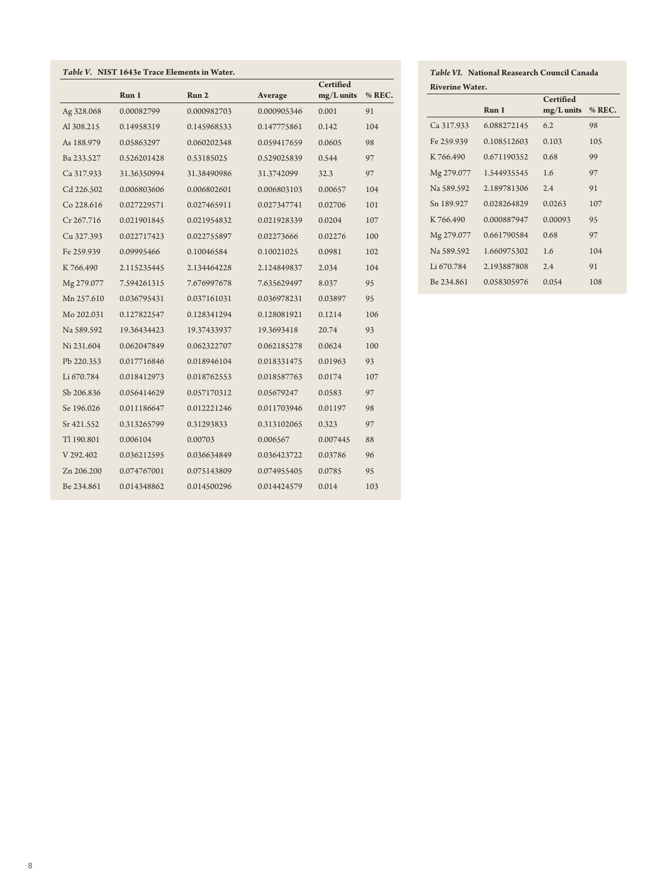*Table V.* **NIST 1643e Trace Elements in Water.**

| | Run 1 | Run 2 | Average | Certified mg/L units | % REC. |
|---|---|---|---|---|---|
| Ag 328.068 | 0.00082799 | 0.000982703 | 0.000905346 | 0.001 | 91 |
| Al 308.215 | 0.14958319 | 0.145968533 | 0.147775861 | 0.142 | 104 |
| As 188.979 | 0.05863297 | 0.060202348 | 0.059417659 | 0.0605 | 98 |
| Ba 233.527 | 0.526201428 | 0.53185025 | 0.529025839 | 0.544 | 97 |
| Ca 317.933 | 31.36350994 | 31.38490986 | 31.3742099 | 32.3 | 97 |
| Cd 226.502 | 0.006803606 | 0.006802601 | 0.006803103 | 0.00657 | 104 |
| Co 228.616 | 0.027229571 | 0.027465911 | 0.027347741 | 0.02706 | 101 |
| Cr 267.716 | 0.021901845 | 0.021954832 | 0.021928339 | 0.0204 | 107 |
| Cu 327.393 | 0.022717423 | 0.022755897 | 0.02273666 | 0.02276 | 100 |
| Fe 259.939 | 0.09995466 | 0.10046584 | 0.10021025 | 0.0981 | 102 |
| K 766.490 | 2.115235445 | 2.134464228 | 2.124849837 | 2.034 | 104 |
| Mg 279.077 | 7.594261315 | 7.676997678 | 7.635629497 | 8.037 | 95 |
| Mn 257.610 | 0.036795431 | 0.037161031 | 0.036978231 | 0.03897 | 95 |
| Mo 202.031 | 0.127822547 | 0.128341294 | 0.128081921 | 0.1214 | 106 |
| Na 589.592 | 19.36434423 | 19.37433937 | 19.3693418 | 20.74 | 93 |
| Ni 231.604 | 0.062047849 | 0.062322707 | 0.062185278 | 0.0624 | 100 |
| Pb 220.353 | 0.017716846 | 0.018946104 | 0.018331475 | 0.01963 | 93 |
| Li 670.784 | 0.018412973 | 0.018762553 | 0.018587763 | 0.0174 | 107 |
| Sb 206.836 | 0.056414629 | 0.057170312 | 0.05679247 | 0.0583 | 97 |
| Se 196.026 | 0.011186647 | 0.012221246 | 0.011703946 | 0.01197 | 98 |
| Sr 421.552 | 0.313265799 | 0.31293833 | 0.313102065 | 0.323 | 97 |
| Tl 190.801 | 0.006104 | 0.00703 | 0.006567 | 0.007445 | 88 |
| V 292.402 | 0.036212595 | 0.036634849 | 0.036423722 | 0.03786 | 96 |
| Zn 206.200 | 0.074767001 | 0.075143809 | 0.074955405 | 0.0785 | 95 |
| Be 234.861 | 0.014348862 | 0.014500296 | 0.014424579 | 0.014 | 103 |

*Table VI.* **National Reasearch Council Canada Riverine Water.**

| | Run 1 | Certified mg/L units | % REC. |
|---|---|---|---|
| Ca 317.933 | 6.088272145 | 6.2 | 98 |
| Fe 259.939 | 0.108512603 | 0.103 | 105 |
| K 766.490 | 0.671190352 | 0.68 | 99 |
| Mg 279.077 | 1.544935545 | 1.6 | 97 |
| Na 589.592 | 2.189781306 | 2.4 | 91 |
| Sn 189.927 | 0.028264829 | 0.0263 | 107 |
| K 766.490 | 0.000887947 | 0.00093 | 95 |
| Mg 279.077 | 0.661790584 | 0.68 | 97 |
| Na 589.592 | 1.660975302 | 1.6 | 104 |
| Li 670.784 | 2.193887808 | 2.4 | 91 |
| Be 234.861 | 0.058305976 | 0.054 | 108 |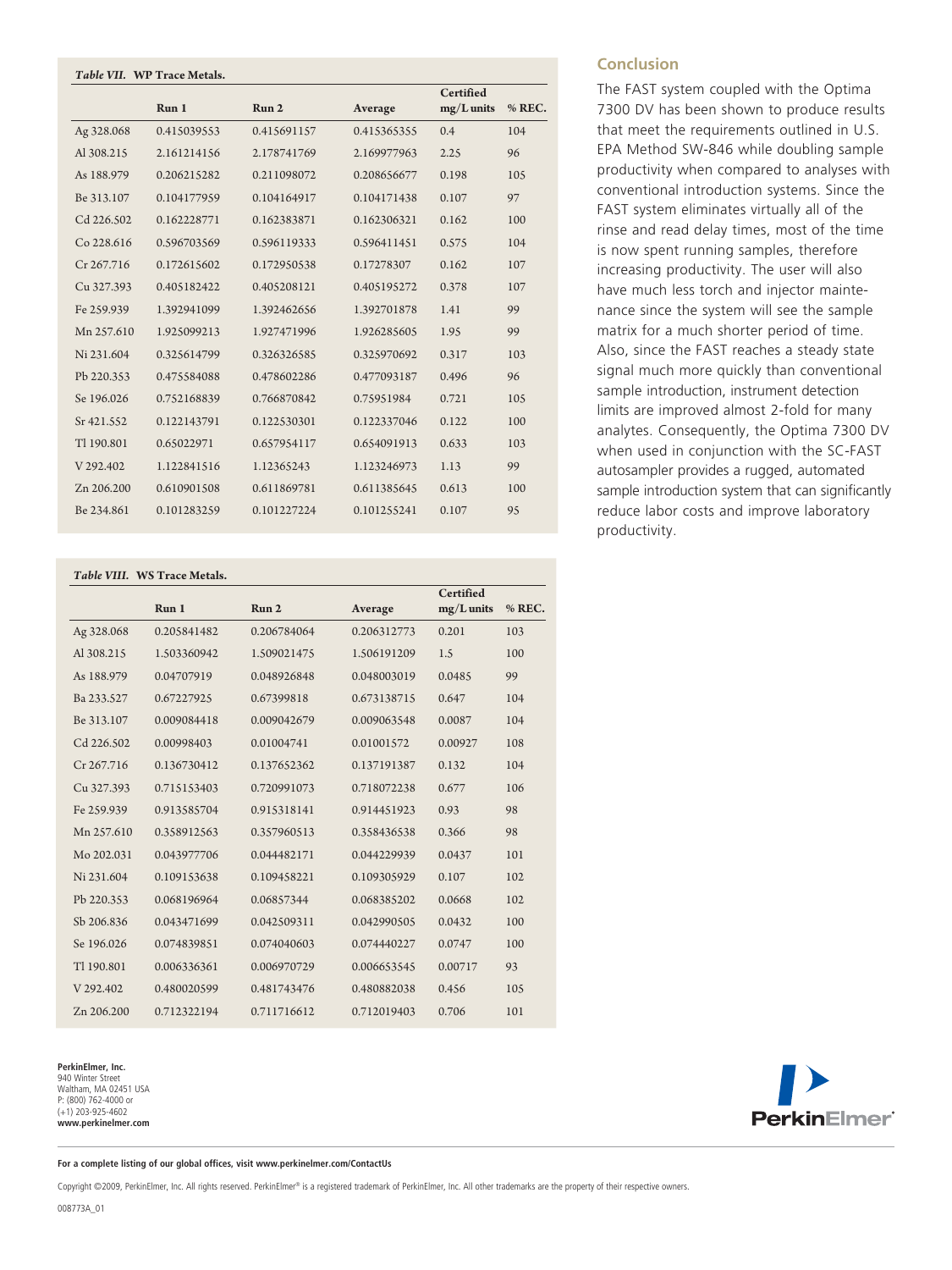*Table VII.* **WP Trace Metals.**

| | Run 1 | Run 2 | Average | Certified mg/L units | % REC. |
|---|---|---|---|---|---|
| Ag 328.068 | 0.415039553 | 0.415691157 | 0.415365355 | 0.4 | 104 |
| Al 308.215 | 2.161214156 | 2.178741769 | 2.169977963 | 2.25 | 96 |
| As 188.979 | 0.206215282 | 0.211098072 | 0.208656677 | 0.198 | 105 |
| Be 313.107 | 0.104177959 | 0.104164917 | 0.104171438 | 0.107 | 97 |
| Cd 226.502 | 0.162228771 | 0.162383871 | 0.162306321 | 0.162 | 100 |
| Co 228.616 | 0.596703569 | 0.596119333 | 0.596411451 | 0.575 | 104 |
| Cr 267.716 | 0.172615602 | 0.172950538 | 0.17278307 | 0.162 | 107 |
| Cu 327.393 | 0.405182422 | 0.405208121 | 0.405195272 | 0.378 | 107 |
| Fe 259.939 | 1.392941099 | 1.392462656 | 1.392701878 | 1.41 | 99 |
| Mn 257.610 | 1.925099213 | 1.927471996 | 1.926285605 | 1.95 | 99 |
| Ni 231.604 | 0.325614799 | 0.326326585 | 0.325970692 | 0.317 | 103 |
| Pb 220.353 | 0.475584088 | 0.478602286 | 0.477093187 | 0.496 | 96 |
| Se 196.026 | 0.752168839 | 0.766870842 | 0.75951984 | 0.721 | 105 |
| Sr 421.552 | 0.122143791 | 0.122530301 | 0.122337046 | 0.122 | 100 |
| Tl 190.801 | 0.65022971 | 0.657954117 | 0.654091913 | 0.633 | 103 |
| V 292.402 | 1.122841516 | 1.12365243 | 1.123246973 | 1.13 | 99 |
| Zn 206.200 | 0.610901508 | 0.611869781 | 0.611385645 | 0.613 | 100 |
| Be 234.861 | 0.101283259 | 0.101227224 | 0.101255241 | 0.107 | 95 |

*Table VIII.* **WS Trace Metals.**

| | Run 1 | Run 2 | Average | Certified mg/L units | % REC. |
|---|---|---|---|---|---|
| Ag 328.068 | 0.205841482 | 0.206784064 | 0.206312773 | 0.201 | 103 |
| Al 308.215 | 1.503360942 | 1.509021475 | 1.506191209 | 1.5 | 100 |
| As 188.979 | 0.04707919 | 0.048926848 | 0.048003019 | 0.0485 | 99 |
| Ba 233.527 | 0.67227925 | 0.67399818 | 0.673138715 | 0.647 | 104 |
| Be 313.107 | 0.009084418 | 0.009042679 | 0.009063548 | 0.0087 | 104 |
| Cd 226.502 | 0.00998403 | 0.01004741 | 0.01001572 | 0.00927 | 108 |
| Cr 267.716 | 0.136730412 | 0.137652362 | 0.137191387 | 0.132 | 104 |
| Cu 327.393 | 0.715153403 | 0.720991073 | 0.718072238 | 0.677 | 106 |
| Fe 259.939 | 0.913585704 | 0.915318141 | 0.914451923 | 0.93 | 98 |
| Mn 257.610 | 0.358912563 | 0.357960513 | 0.358436538 | 0.366 | 98 |
| Mo 202.031 | 0.043977706 | 0.044482171 | 0.044229939 | 0.0437 | 101 |
| Ni 231.604 | 0.109153638 | 0.109458221 | 0.109305929 | 0.107 | 102 |
| Pb 220.353 | 0.068196964 | 0.06857344 | 0.068385202 | 0.0668 | 102 |
| Sb 206.836 | 0.043471699 | 0.042509311 | 0.042990505 | 0.0432 | 100 |
| Se 196.026 | 0.074839851 | 0.074040603 | 0.074440227 | 0.0747 | 100 |
| Tl 190.801 | 0.006336361 | 0.006970729 | 0.006653545 | 0.00717 | 93 |
| V 292.402 | 0.480020599 | 0.481743476 | 0.480882038 | 0.456 | 105 |
| Zn 206.200 | 0.712322194 | 0.711716612 | 0.712019403 | 0.706 | 101 |

## Conclusion

The FAST system coupled with the Optima 7300 DV has been shown to produce results that meet the requirements outlined in U.S. EPA Method SW-846 while doubling sample productivity when compared to analyses with conventional introduction systems. Since the FAST system eliminates virtually all of the rinse and read delay times, most of the time is now spent running samples, therefore increasing productivity. The user will also have much less torch and injector maintenance since the system will see the sample matrix for a much shorter period of time. Also, since the FAST reaches a steady state signal much more quickly than conventional sample introduction, instrument detection limits are improved almost 2-fold for many analytes. Consequently, the Optima 7300 DV when used in conjunction with the SC-FAST autosampler provides a rugged, automated sample introduction system that can significantly reduce labor costs and improve laboratory productivity.

**PerkinElmer, Inc.**
940 Winter Street
Waltham, MA 02451 USA
P: (800) 762-4000 or
(+1) 203-925-4602
**www.perkinelmer.com**

**For a complete listing of our global offices, visit www.perkinelmer.com/ContactUs**

Copyright ©2009, PerkinElmer, Inc. All rights reserved. PerkinElmer® is a registered trademark of PerkinElmer, Inc. All other trademarks are the property of their respective owners.

008773A_01